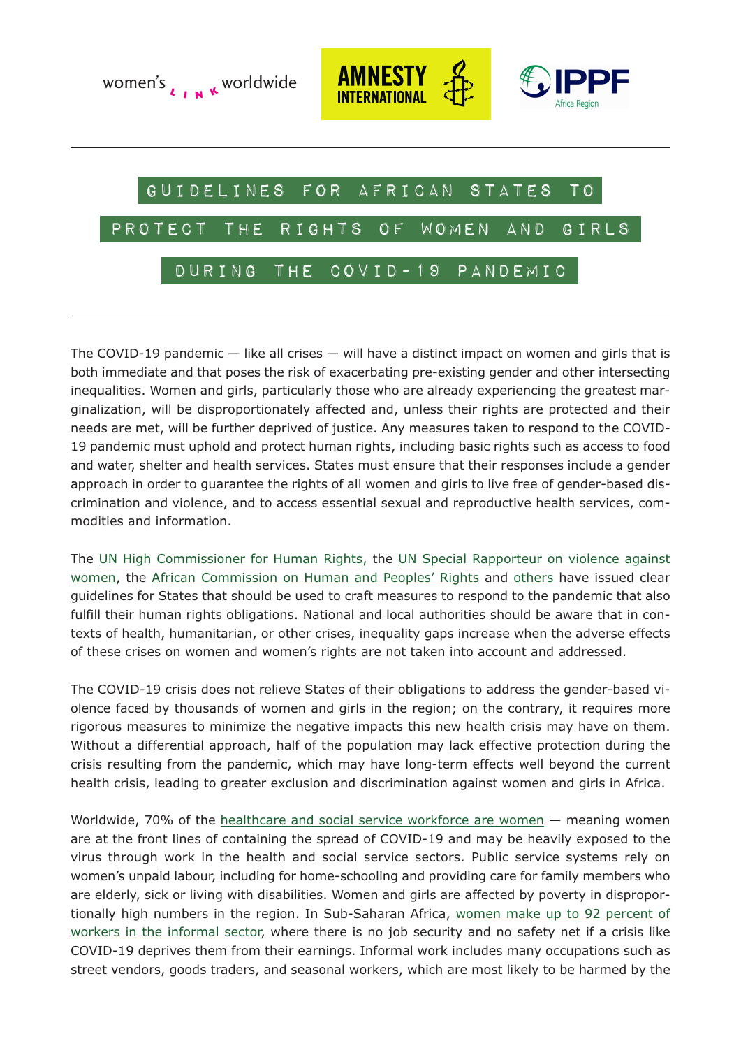women's link worldwide

AMNESTY INTERNATIONAL

IPPF Africa Region

# GUIDELINES FOR AFRICAN STATES TO PROTECT THE RIGHTS OF WOMEN AND GIRLS DURING THE COVID-19 PANDEMIC

The COVID-19 pandemic — like all crises — will have a distinct impact on women and girls that is both immediate and that poses the risk of exacerbating pre-existing gender and other intersecting inequalities. Women and girls, particularly those who are already experiencing the greatest marginalization, will be disproportionately affected and, unless their rights are protected and their needs are met, will be further deprived of justice. Any measures taken to respond to the COVID-19 pandemic must uphold and protect human rights, including basic rights such as access to food and water, shelter and health services. States must ensure that their responses include a gender approach in order to guarantee the rights of all women and girls to live free of gender-based discrimination and violence, and to access essential sexual and reproductive health services, commodities and information.

The UN High Commissioner for Human Rights, the UN Special Rapporteur on violence against women, the African Commission on Human and Peoples' Rights and others have issued clear guidelines for States that should be used to craft measures to respond to the pandemic that also fulfill their human rights obligations. National and local authorities should be aware that in contexts of health, humanitarian, or other crises, inequality gaps increase when the adverse effects of these crises on women and women's rights are not taken into account and addressed.

The COVID-19 crisis does not relieve States of their obligations to address the gender-based violence faced by thousands of women and girls in the region; on the contrary, it requires more rigorous measures to minimize the negative impacts this new health crisis may have on them. Without a differential approach, half of the population may lack effective protection during the crisis resulting from the pandemic, which may have long-term effects well beyond the current health crisis, leading to greater exclusion and discrimination against women and girls in Africa.

Worldwide, 70% of the healthcare and social service workforce are women — meaning women are at the front lines of containing the spread of COVID-19 and may be heavily exposed to the virus through work in the health and social service sectors. Public service systems rely on women's unpaid labour, including for home-schooling and providing care for family members who are elderly, sick or living with disabilities. Women and girls are affected by poverty in disproportionately high numbers in the region. In Sub-Saharan Africa, women make up to 92 percent of workers in the informal sector, where there is no job security and no safety net if a crisis like COVID-19 deprives them from their earnings. Informal work includes many occupations such as street vendors, goods traders, and seasonal workers, which are most likely to be harmed by the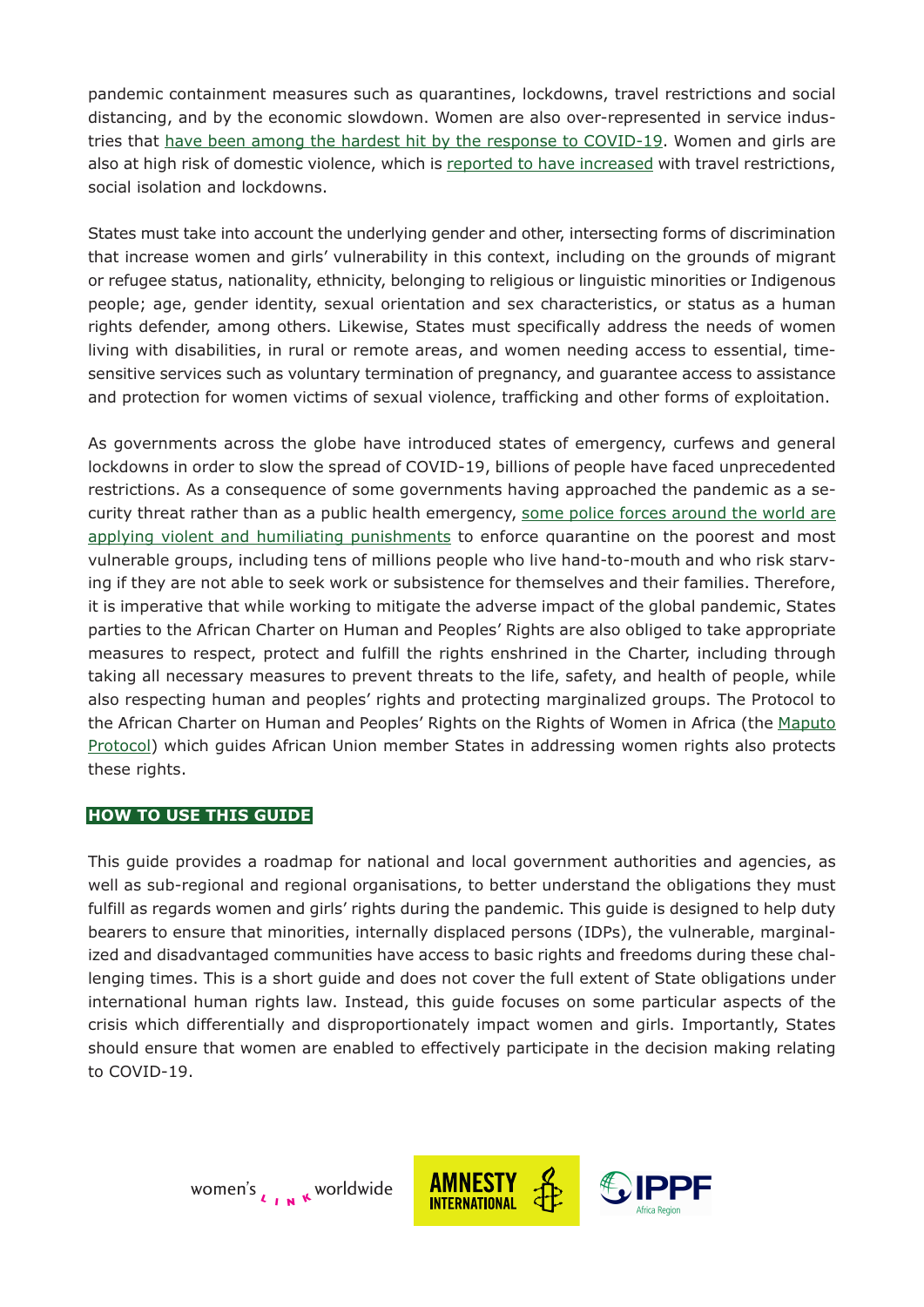pandemic containment measures such as quarantines, lockdowns, travel restrictions and social distancing, and by the economic slowdown. Women are also over-represented in service industries that have been among the hardest hit by the response to COVID-19. Women and girls are also at high risk of domestic violence, which is reported to have increased with travel restrictions, social isolation and lockdowns.

States must take into account the underlying gender and other, intersecting forms of discrimination that increase women and girls' vulnerability in this context, including on the grounds of migrant or refugee status, nationality, ethnicity, belonging to religious or linguistic minorities or Indigenous people; age, gender identity, sexual orientation and sex characteristics, or status as a human rights defender, among others. Likewise, States must specifically address the needs of women living with disabilities, in rural or remote areas, and women needing access to essential, time-sensitive services such as voluntary termination of pregnancy, and guarantee access to assistance and protection for women victims of sexual violence, trafficking and other forms of exploitation.

As governments across the globe have introduced states of emergency, curfews and general lockdowns in order to slow the spread of COVID-19, billions of people have faced unprecedented restrictions. As a consequence of some governments having approached the pandemic as a security threat rather than as a public health emergency, some police forces around the world are applying violent and humiliating punishments to enforce quarantine on the poorest and most vulnerable groups, including tens of millions people who live hand-to-mouth and who risk starving if they are not able to seek work or subsistence for themselves and their families. Therefore, it is imperative that while working to mitigate the adverse impact of the global pandemic, States parties to the African Charter on Human and Peoples' Rights are also obliged to take appropriate measures to respect, protect and fulfill the rights enshrined in the Charter, including through taking all necessary measures to prevent threats to the life, safety, and health of people, while also respecting human and peoples' rights and protecting marginalized groups. The Protocol to the African Charter on Human and Peoples' Rights on the Rights of Women in Africa (the Maputo Protocol) which guides African Union member States in addressing women rights also protects these rights.

## HOW TO USE THIS GUIDE

This guide provides a roadmap for national and local government authorities and agencies, as well as sub-regional and regional organisations, to better understand the obligations they must fulfill as regards women and girls' rights during the pandemic. This guide is designed to help duty bearers to ensure that minorities, internally displaced persons (IDPs), the vulnerable, marginalized and disadvantaged communities have access to basic rights and freedoms during these challenging times. This is a short guide and does not cover the full extent of State obligations under international human rights law. Instead, this guide focuses on some particular aspects of the crisis which differentially and disproportionately impact women and girls. Importantly, States should ensure that women are enabled to effectively participate in the decision making relating to COVID-19.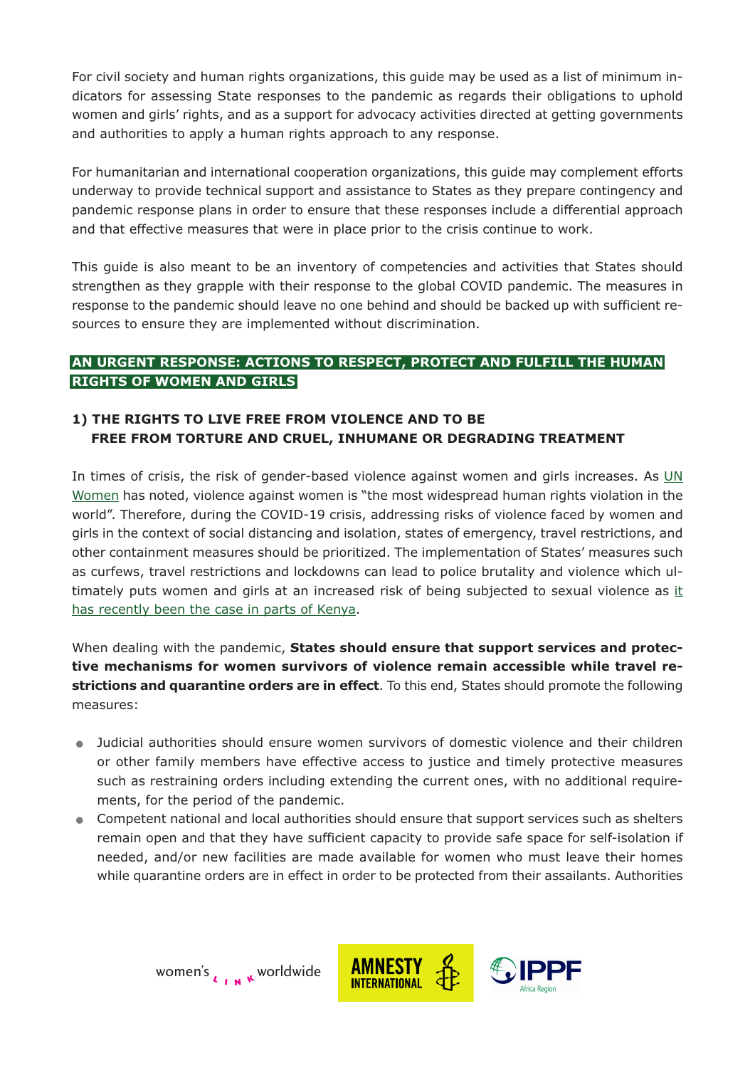For civil society and human rights organizations, this guide may be used as a list of minimum indicators for assessing State responses to the pandemic as regards their obligations to uphold women and girls' rights, and as a support for advocacy activities directed at getting governments and authorities to apply a human rights approach to any response.

For humanitarian and international cooperation organizations, this guide may complement efforts underway to provide technical support and assistance to States as they prepare contingency and pandemic response plans in order to ensure that these responses include a differential approach and that effective measures that were in place prior to the crisis continue to work.

This guide is also meant to be an inventory of competencies and activities that States should strengthen as they grapple with their response to the global COVID pandemic. The measures in response to the pandemic should leave no one behind and should be backed up with sufficient resources to ensure they are implemented without discrimination.

## AN URGENT RESPONSE: ACTIONS TO RESPECT, PROTECT AND FULFILL THE HUMAN RIGHTS OF WOMEN AND GIRLS

### 1) THE RIGHTS TO LIVE FREE FROM VIOLENCE AND TO BE FREE FROM TORTURE AND CRUEL, INHUMANE OR DEGRADING TREATMENT

In times of crisis, the risk of gender-based violence against women and girls increases. As UN Women has noted, violence against women is "the most widespread human rights violation in the world". Therefore, during the COVID-19 crisis, addressing risks of violence faced by women and girls in the context of social distancing and isolation, states of emergency, travel restrictions, and other containment measures should be prioritized. The implementation of States' measures such as curfews, travel restrictions and lockdowns can lead to police brutality and violence which ultimately puts women and girls at an increased risk of being subjected to sexual violence as it has recently been the case in parts of Kenya.

When dealing with the pandemic, **States should ensure that support services and protective mechanisms for women survivors of violence remain accessible while travel restrictions and quarantine orders are in effect**. To this end, States should promote the following measures:

- Judicial authorities should ensure women survivors of domestic violence and their children or other family members have effective access to justice and timely protective measures such as restraining orders including extending the current ones, with no additional requirements, for the period of the pandemic.
- Competent national and local authorities should ensure that support services such as shelters remain open and that they have sufficient capacity to provide safe space for self-isolation if needed, and/or new facilities are made available for women who must leave their homes while quarantine orders are in effect in order to be protected from their assailants. Authorities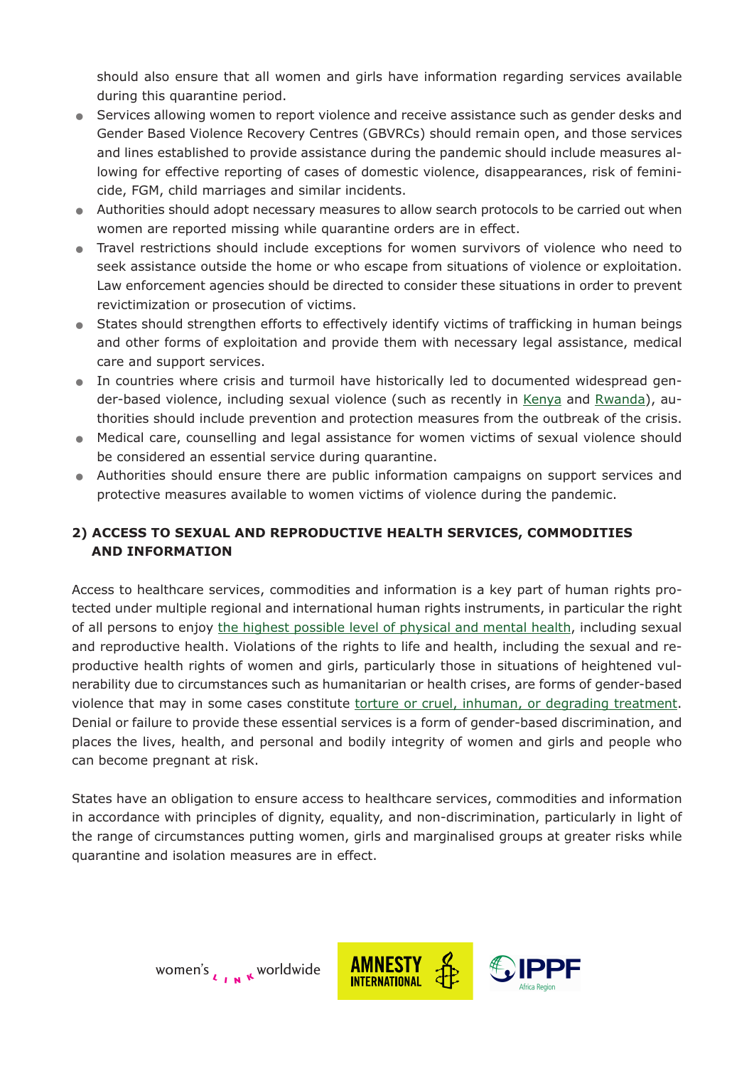should also ensure that all women and girls have information regarding services available during this quarantine period.

- Services allowing women to report violence and receive assistance such as gender desks and Gender Based Violence Recovery Centres (GBVRCs) should remain open, and those services and lines established to provide assistance during the pandemic should include measures allowing for effective reporting of cases of domestic violence, disappearances, risk of feminicide, FGM, child marriages and similar incidents.
- Authorities should adopt necessary measures to allow search protocols to be carried out when women are reported missing while quarantine orders are in effect.
- Travel restrictions should include exceptions for women survivors of violence who need to seek assistance outside the home or who escape from situations of violence or exploitation. Law enforcement agencies should be directed to consider these situations in order to prevent revictimization or prosecution of victims.
- States should strengthen efforts to effectively identify victims of trafficking in human beings and other forms of exploitation and provide them with necessary legal assistance, medical care and support services.
- In countries where crisis and turmoil have historically led to documented widespread gender-based violence, including sexual violence (such as recently in Kenya and Rwanda), authorities should include prevention and protection measures from the outbreak of the crisis.
- Medical care, counselling and legal assistance for women victims of sexual violence should be considered an essential service during quarantine.
- Authorities should ensure there are public information campaigns on support services and protective measures available to women victims of violence during the pandemic.

## 2) ACCESS TO SEXUAL AND REPRODUCTIVE HEALTH SERVICES, COMMODITIES AND INFORMATION

Access to healthcare services, commodities and information is a key part of human rights protected under multiple regional and international human rights instruments, in particular the right of all persons to enjoy the highest possible level of physical and mental health, including sexual and reproductive health. Violations of the rights to life and health, including the sexual and reproductive health rights of women and girls, particularly those in situations of heightened vulnerability due to circumstances such as humanitarian or health crises, are forms of gender-based violence that may in some cases constitute torture or cruel, inhuman, or degrading treatment. Denial or failure to provide these essential services is a form of gender-based discrimination, and places the lives, health, and personal and bodily integrity of women and girls and people who can become pregnant at risk.

States have an obligation to ensure access to healthcare services, commodities and information in accordance with principles of dignity, equality, and non-discrimination, particularly in light of the range of circumstances putting women, girls and marginalised groups at greater risks while quarantine and isolation measures are in effect.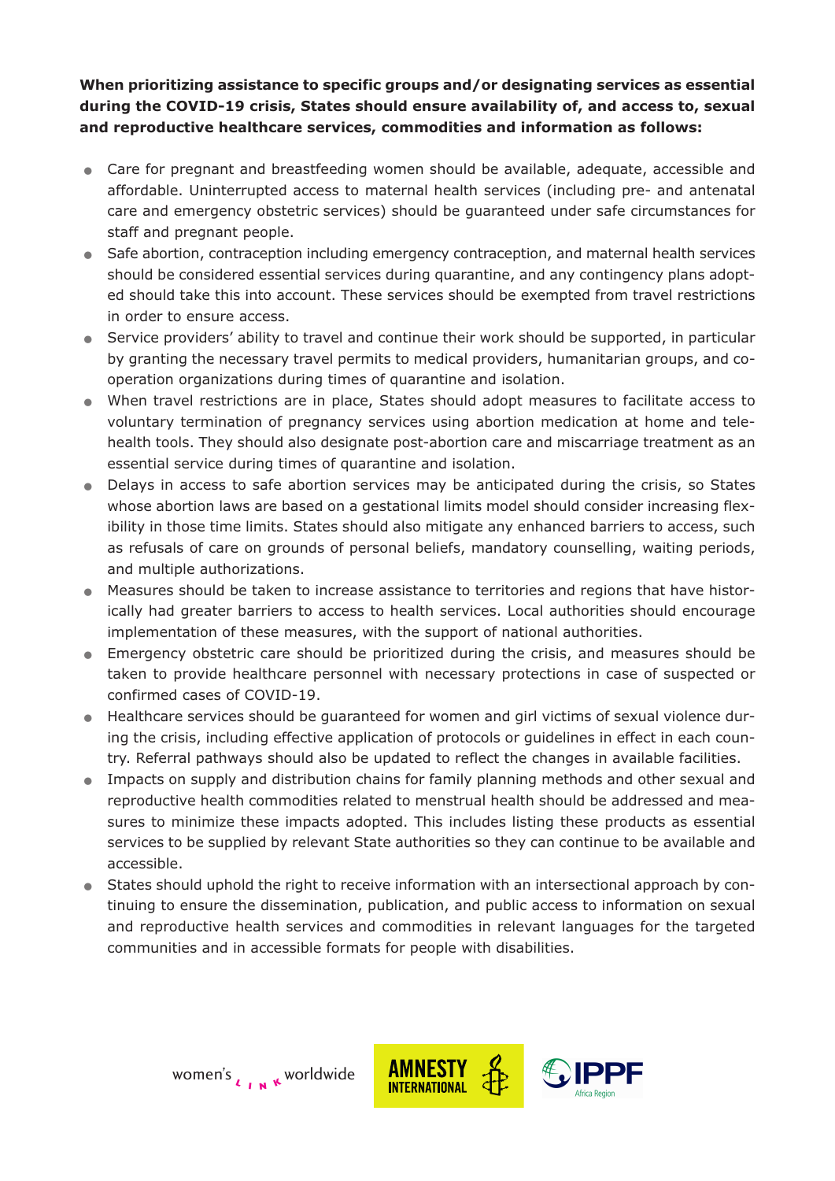**When prioritizing assistance to specific groups and/or designating services as essential during the COVID-19 crisis, States should ensure availability of, and access to, sexual and reproductive healthcare services, commodities and information as follows:**

- Care for pregnant and breastfeeding women should be available, adequate, accessible and affordable. Uninterrupted access to maternal health services (including pre- and antenatal care and emergency obstetric services) should be guaranteed under safe circumstances for staff and pregnant people.
- Safe abortion, contraception including emergency contraception, and maternal health services should be considered essential services during quarantine, and any contingency plans adopted should take this into account. These services should be exempted from travel restrictions in order to ensure access.
- Service providers' ability to travel and continue their work should be supported, in particular by granting the necessary travel permits to medical providers, humanitarian groups, and cooperation organizations during times of quarantine and isolation.
- When travel restrictions are in place, States should adopt measures to facilitate access to voluntary termination of pregnancy services using abortion medication at home and telehealth tools. They should also designate post-abortion care and miscarriage treatment as an essential service during times of quarantine and isolation.
- Delays in access to safe abortion services may be anticipated during the crisis, so States whose abortion laws are based on a gestational limits model should consider increasing flexibility in those time limits. States should also mitigate any enhanced barriers to access, such as refusals of care on grounds of personal beliefs, mandatory counselling, waiting periods, and multiple authorizations.
- Measures should be taken to increase assistance to territories and regions that have historically had greater barriers to access to health services. Local authorities should encourage implementation of these measures, with the support of national authorities.
- Emergency obstetric care should be prioritized during the crisis, and measures should be taken to provide healthcare personnel with necessary protections in case of suspected or confirmed cases of COVID-19.
- Healthcare services should be guaranteed for women and girl victims of sexual violence during the crisis, including effective application of protocols or guidelines in effect in each country. Referral pathways should also be updated to reflect the changes in available facilities.
- Impacts on supply and distribution chains for family planning methods and other sexual and reproductive health commodities related to menstrual health should be addressed and measures to minimize these impacts adopted. This includes listing these products as essential services to be supplied by relevant State authorities so they can continue to be available and accessible.
- States should uphold the right to receive information with an intersectional approach by continuing to ensure the dissemination, publication, and public access to information on sexual and reproductive health services and commodities in relevant languages for the targeted communities and in accessible formats for people with disabilities.

women's LINK worldwide AMNESTY INTERNATIONAL IPPF Africa Region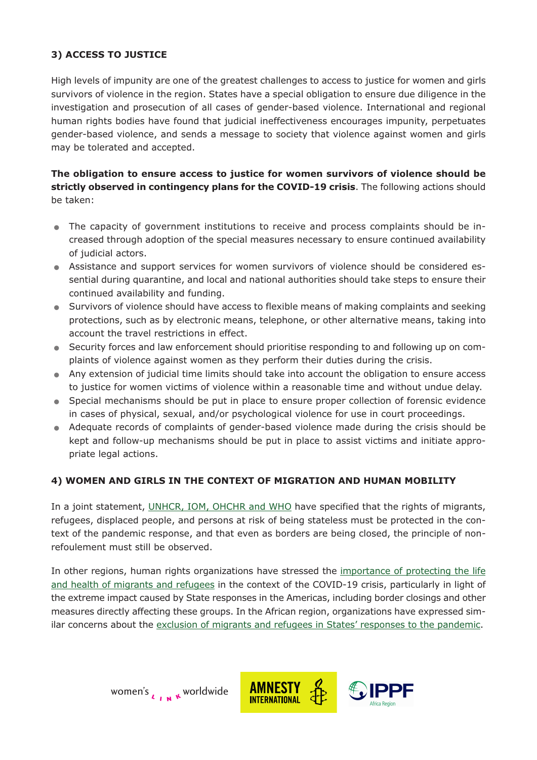### 3) ACCESS TO JUSTICE

High levels of impunity are one of the greatest challenges to access to justice for women and girls survivors of violence in the region. States have a special obligation to ensure due diligence in the investigation and prosecution of all cases of gender-based violence. International and regional human rights bodies have found that judicial ineffectiveness encourages impunity, perpetuates gender-based violence, and sends a message to society that violence against women and girls may be tolerated and accepted.

**The obligation to ensure access to justice for women survivors of violence should be strictly observed in contingency plans for the COVID-19 crisis**. The following actions should be taken:

- The capacity of government institutions to receive and process complaints should be increased through adoption of the special measures necessary to ensure continued availability of judicial actors.
- Assistance and support services for women survivors of violence should be considered essential during quarantine, and local and national authorities should take steps to ensure their continued availability and funding.
- Survivors of violence should have access to flexible means of making complaints and seeking protections, such as by electronic means, telephone, or other alternative means, taking into account the travel restrictions in effect.
- Security forces and law enforcement should prioritise responding to and following up on complaints of violence against women as they perform their duties during the crisis.
- Any extension of judicial time limits should take into account the obligation to ensure access to justice for women victims of violence within a reasonable time and without undue delay.
- Special mechanisms should be put in place to ensure proper collection of forensic evidence in cases of physical, sexual, and/or psychological violence for use in court proceedings.
- Adequate records of complaints of gender-based violence made during the crisis should be kept and follow-up mechanisms should be put in place to assist victims and initiate appropriate legal actions.

### 4) WOMEN AND GIRLS IN THE CONTEXT OF MIGRATION AND HUMAN MOBILITY

In a joint statement, UNHCR, IOM, OHCHR and WHO have specified that the rights of migrants, refugees, displaced people, and persons at risk of being stateless must be protected in the context of the pandemic response, and that even as borders are being closed, the principle of non-refoulement must still be observed.

In other regions, human rights organizations have stressed the importance of protecting the life and health of migrants and refugees in the context of the COVID-19 crisis, particularly in light of the extreme impact caused by State responses in the Americas, including border closings and other measures directly affecting these groups. In the African region, organizations have expressed similar concerns about the exclusion of migrants and refugees in States' responses to the pandemic.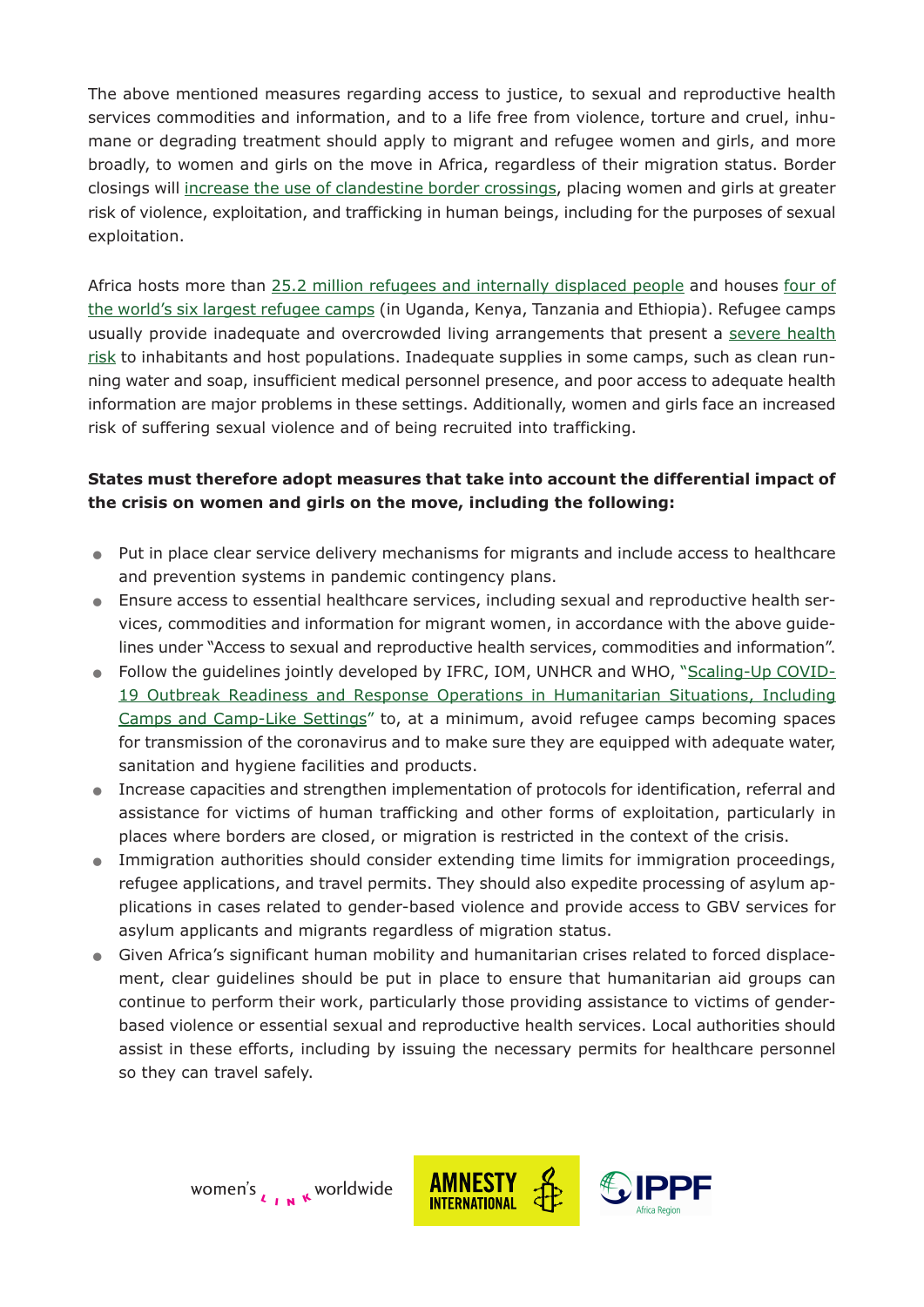The above mentioned measures regarding access to justice, to sexual and reproductive health services commodities and information, and to a life free from violence, torture and cruel, inhumane or degrading treatment should apply to migrant and refugee women and girls, and more broadly, to women and girls on the move in Africa, regardless of their migration status. Border closings will increase the use of clandestine border crossings, placing women and girls at greater risk of violence, exploitation, and trafficking in human beings, including for the purposes of sexual exploitation.

Africa hosts more than 25.2 million refugees and internally displaced people and houses four of the world's six largest refugee camps (in Uganda, Kenya, Tanzania and Ethiopia). Refugee camps usually provide inadequate and overcrowded living arrangements that present a severe health risk to inhabitants and host populations. Inadequate supplies in some camps, such as clean running water and soap, insufficient medical personnel presence, and poor access to adequate health information are major problems in these settings. Additionally, women and girls face an increased risk of suffering sexual violence and of being recruited into trafficking.

**States must therefore adopt measures that take into account the differential impact of the crisis on women and girls on the move, including the following:**

- Put in place clear service delivery mechanisms for migrants and include access to healthcare and prevention systems in pandemic contingency plans.
- Ensure access to essential healthcare services, including sexual and reproductive health services, commodities and information for migrant women, in accordance with the above guidelines under "Access to sexual and reproductive health services, commodities and information".
- Follow the guidelines jointly developed by IFRC, IOM, UNHCR and WHO, "Scaling-Up COVID-19 Outbreak Readiness and Response Operations in Humanitarian Situations, Including Camps and Camp-Like Settings" to, at a minimum, avoid refugee camps becoming spaces for transmission of the coronavirus and to make sure they are equipped with adequate water, sanitation and hygiene facilities and products.
- Increase capacities and strengthen implementation of protocols for identification, referral and assistance for victims of human trafficking and other forms of exploitation, particularly in places where borders are closed, or migration is restricted in the context of the crisis.
- Immigration authorities should consider extending time limits for immigration proceedings, refugee applications, and travel permits. They should also expedite processing of asylum applications in cases related to gender-based violence and provide access to GBV services for asylum applicants and migrants regardless of migration status.
- Given Africa's significant human mobility and humanitarian crises related to forced displacement, clear guidelines should be put in place to ensure that humanitarian aid groups can continue to perform their work, particularly those providing assistance to victims of gender-based violence or essential sexual and reproductive health services. Local authorities should assist in these efforts, including by issuing the necessary permits for healthcare personnel so they can travel safely.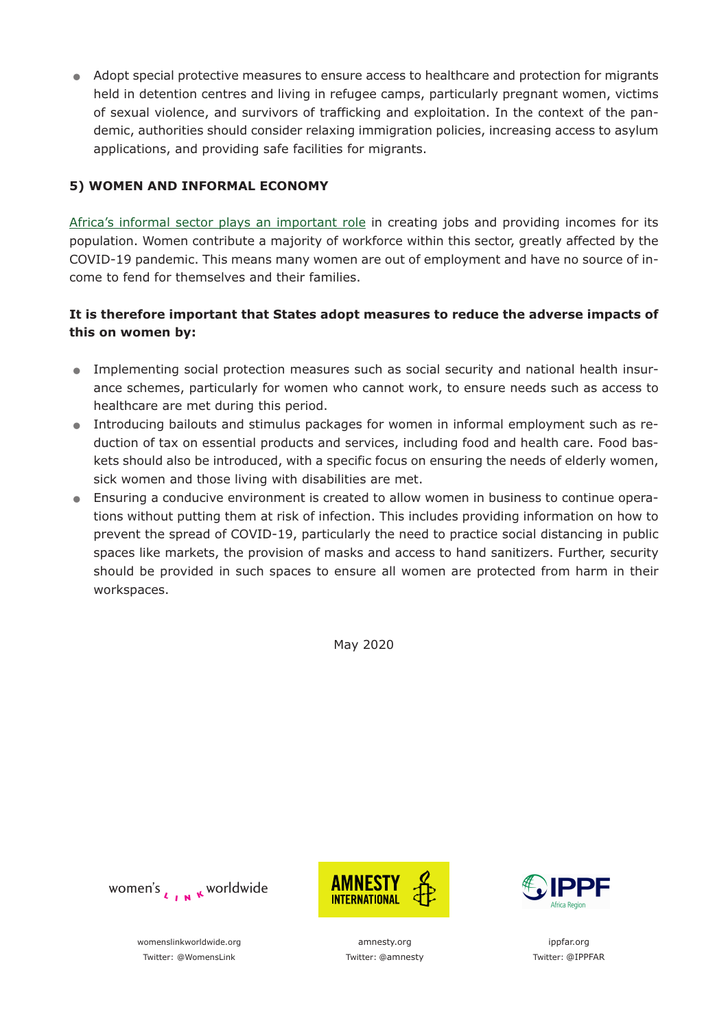- Adopt special protective measures to ensure access to healthcare and protection for migrants held in detention centres and living in refugee camps, particularly pregnant women, victims of sexual violence, and survivors of trafficking and exploitation. In the context of the pandemic, authorities should consider relaxing immigration policies, increasing access to asylum applications, and providing safe facilities for migrants.

### 5) WOMEN AND INFORMAL ECONOMY

Africa's informal sector plays an important role in creating jobs and providing incomes for its population. Women contribute a majority of workforce within this sector, greatly affected by the COVID-19 pandemic. This means many women are out of employment and have no source of income to fend for themselves and their families.

**It is therefore important that States adopt measures to reduce the adverse impacts of this on women by:**

- Implementing social protection measures such as social security and national health insurance schemes, particularly for women who cannot work, to ensure needs such as access to healthcare are met during this period.
- Introducing bailouts and stimulus packages for women in informal employment such as reduction of tax on essential products and services, including food and health care. Food baskets should also be introduced, with a specific focus on ensuring the needs of elderly women, sick women and those living with disabilities are met.
- Ensuring a conducive environment is created to allow women in business to continue operations without putting them at risk of infection. This includes providing information on how to prevent the spread of COVID-19, particularly the need to practice social distancing in public spaces like markets, the provision of masks and access to hand sanitizers. Further, security should be provided in such spaces to ensure all women are protected from harm in their workspaces.

May 2020

women's LINK worldwide
womenslinkworldwide.org
Twitter: @WomensLink

AMNESTY INTERNATIONAL
amnesty.org
Twitter: @amnesty

IPPF Africa Region
ippfar.org
Twitter: @IPPFAR